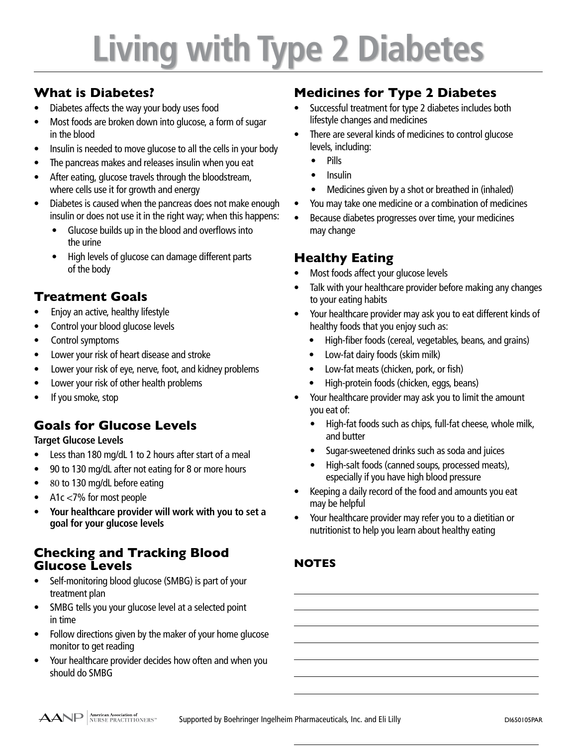# Living with Type 2 Diabetes

## What is Diabetes?

- Diabetes affects the way your body uses food
- Most foods are broken down into glucose, a form of sugar in the blood
- Insulin is needed to move glucose to all the cells in your body
- The pancreas makes and releases insulin when you eat
- After eating, glucose travels through the bloodstream, where cells use it for growth and energy
- Diabetes is caused when the pancreas does not make enough insulin or does not use it in the right way; when this happens:
  - Glucose builds up in the blood and overflows into the urine
  - High levels of glucose can damage different parts of the body

## Treatment Goals

- Enjoy an active, healthy lifestyle
- Control your blood glucose levels
- Control symptoms
- Lower your risk of heart disease and stroke
- Lower your risk of eye, nerve, foot, and kidney problems
- Lower your risk of other health problems
- If you smoke, stop

## Goals for Glucose Levels

**Target Glucose Levels**

- Less than 180 mg/dL 1 to 2 hours after start of a meal
- 90 to 130 mg/dL after not eating for 8 or more hours
- 80 to 130 mg/dL before eating
- A1c <7% for most people
- **Your healthcare provider will work with you to set a goal for your glucose levels**

## Checking and Tracking Blood Glucose Levels

- Self-monitoring blood glucose (SMBG) is part of your treatment plan
- SMBG tells you your glucose level at a selected point in time
- Follow directions given by the maker of your home glucose monitor to get reading
- Your healthcare provider decides how often and when you should do SMBG

## Medicines for Type 2 Diabetes

- Successful treatment for type 2 diabetes includes both lifestyle changes and medicines
- There are several kinds of medicines to control glucose levels, including:
  - Pills
  - Insulin
  - Medicines given by a shot or breathed in (inhaled)
- You may take one medicine or a combination of medicines
- Because diabetes progresses over time, your medicines may change

## Healthy Eating

- Most foods affect your glucose levels
- Talk with your healthcare provider before making any changes to your eating habits
- Your healthcare provider may ask you to eat different kinds of healthy foods that you enjoy such as:
  - High-fiber foods (cereal, vegetables, beans, and grains)
  - Low-fat dairy foods (skim milk)
  - Low-fat meats (chicken, pork, or fish)
  - High-protein foods (chicken, eggs, beans)
- Your healthcare provider may ask you to limit the amount you eat of:
  - High-fat foods such as chips, full-fat cheese, whole milk, and butter
  - Sugar-sweetened drinks such as soda and juices
  - High-salt foods (canned soups, processed meats), especially if you have high blood pressure
- Keeping a daily record of the food and amounts you eat may be helpful
- Your healthcare provider may refer you to a dietitian or nutritionist to help you learn about healthy eating

## NOTES

AANP American Association of Nurse Practitioners™ Supported by Boehringer Ingelheim Pharmaceuticals, Inc. and Eli Lilly DI650105PAR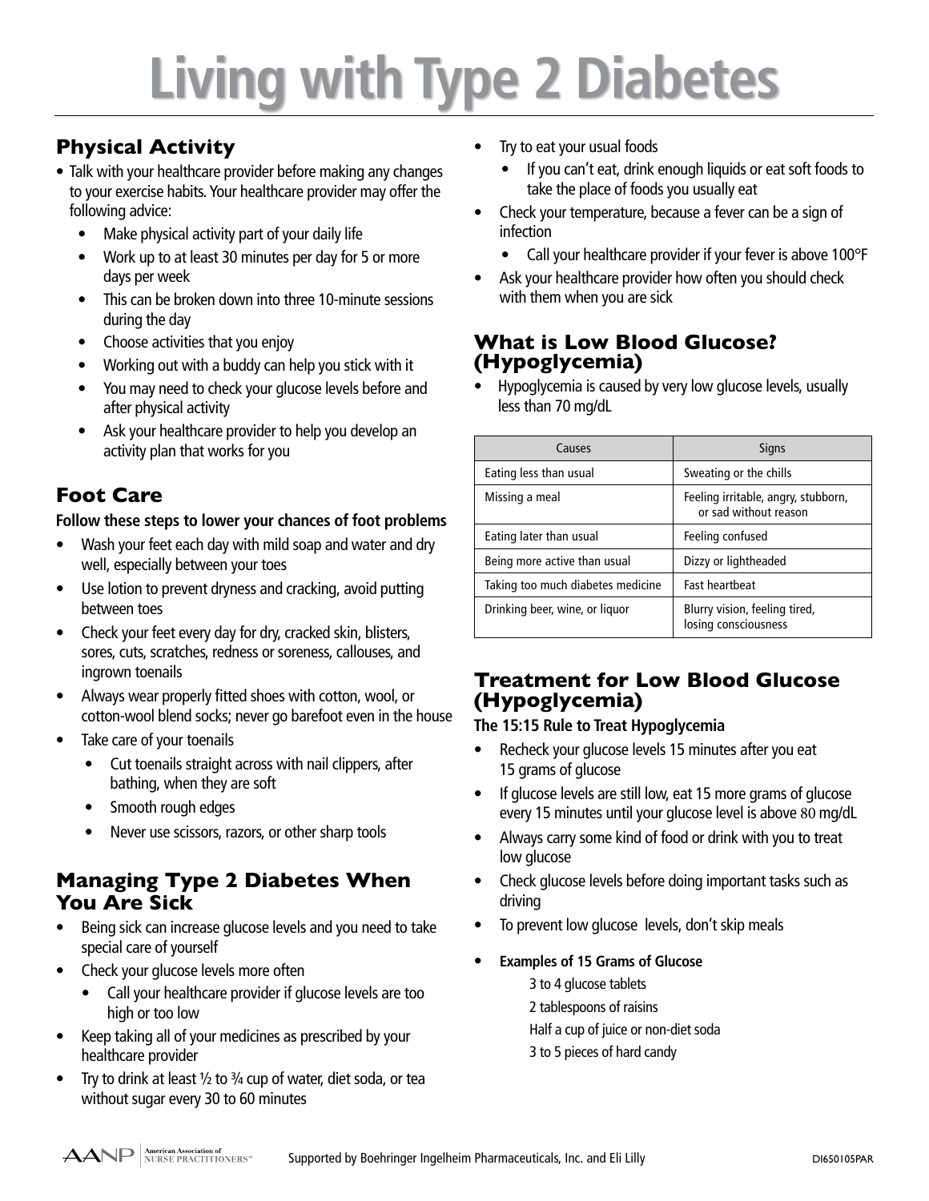# Living with Type 2 Diabetes

## Physical Activity

- Talk with your healthcare provider before making any changes to your exercise habits. Your healthcare provider may offer the following advice:
  - Make physical activity part of your daily life
  - Work up to at least 30 minutes per day for 5 or more days per week
  - This can be broken down into three 10-minute sessions during the day
  - Choose activities that you enjoy
  - Working out with a buddy can help you stick with it
  - You may need to check your glucose levels before and after physical activity
  - Ask your healthcare provider to help you develop an activity plan that works for you

## Foot Care

**Follow these steps to lower your chances of foot problems**

- Wash your feet each day with mild soap and water and dry well, especially between your toes
- Use lotion to prevent dryness and cracking, avoid putting between toes
- Check your feet every day for dry, cracked skin, blisters, sores, cuts, scratches, redness or soreness, callouses, and ingrown toenails
- Always wear properly fitted shoes with cotton, wool, or cotton-wool blend socks; never go barefoot even in the house
- Take care of your toenails
  - Cut toenails straight across with nail clippers, after bathing, when they are soft
  - Smooth rough edges
  - Never use scissors, razors, or other sharp tools

## Managing Type 2 Diabetes When You Are Sick

- Being sick can increase glucose levels and you need to take special care of yourself
- Check your glucose levels more often
  - Call your healthcare provider if glucose levels are too high or too low
- Keep taking all of your medicines as prescribed by your healthcare provider
- Try to drink at least ½ to ¾ cup of water, diet soda, or tea without sugar every 30 to 60 minutes
- Try to eat your usual foods
  - If you can't eat, drink enough liquids or eat soft foods to take the place of foods you usually eat
- Check your temperature, because a fever can be a sign of infection
  - Call your healthcare provider if your fever is above 100°F
- Ask your healthcare provider how often you should check with them when you are sick

## What is Low Blood Glucose? (Hypoglycemia)

- Hypoglycemia is caused by very low glucose levels, usually less than 70 mg/dL

| Causes | Signs |
|---|---|
| Eating less than usual | Sweating or the chills |
| Missing a meal | Feeling irritable, angry, stubborn, or sad without reason |
| Eating later than usual | Feeling confused |
| Being more active than usual | Dizzy or lightheaded |
| Taking too much diabetes medicine | Fast heartbeat |
| Drinking beer, wine, or liquor | Blurry vision, feeling tired, losing consciousness |

## Treatment for Low Blood Glucose (Hypoglycemia)

**The 15:15 Rule to Treat Hypoglycemia**

- Recheck your glucose levels 15 minutes after you eat 15 grams of glucose
- If glucose levels are still low, eat 15 more grams of glucose every 15 minutes until your glucose level is above 80 mg/dL
- Always carry some kind of food or drink with you to treat low glucose
- Check glucose levels before doing important tasks such as driving
- To prevent low glucose levels, don't skip meals
- **Examples of 15 Grams of Glucose**
  - 3 to 4 glucose tablets
  - 2 tablespoons of raisins
  - Half a cup of juice or non-diet soda
  - 3 to 5 pieces of hard candy

AANP American Association of Nurse Practitioners™ Supported by Boehringer Ingelheim Pharmaceuticals, Inc. and Eli Lilly DI650105PAR